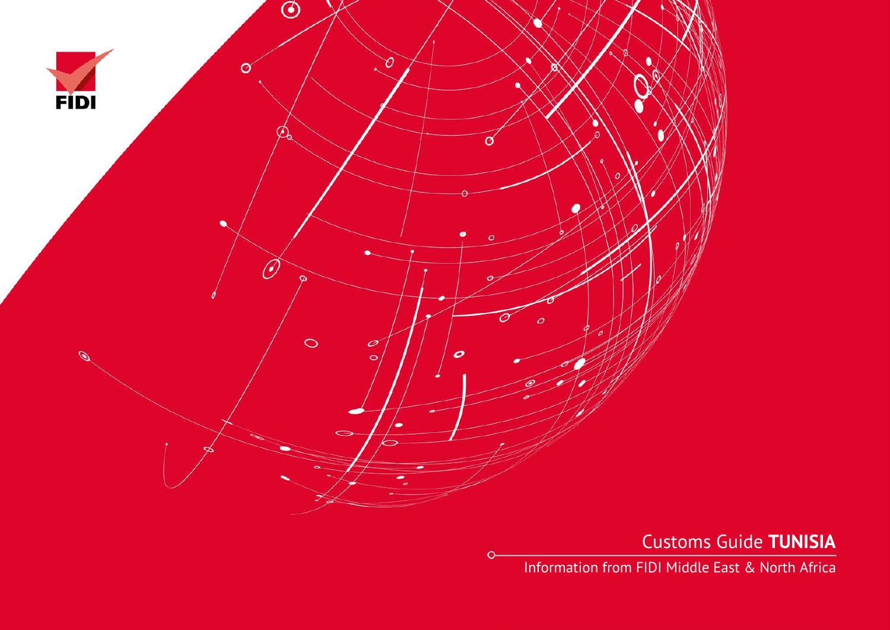FIDI

# Customs Guide **TUNISIA**

Information from FIDI Middle East & North Africa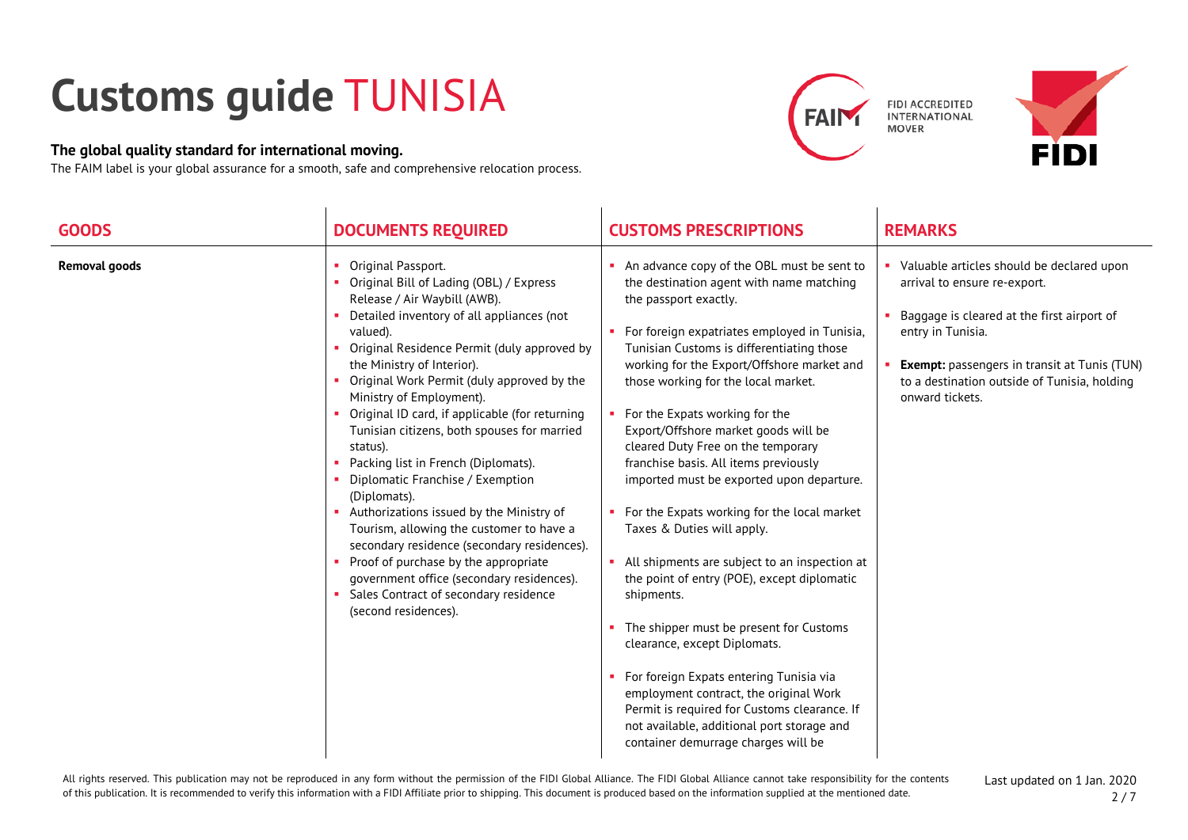# Customs guide TUNISIA

**The global quality standard for international moving.**
The FAIM label is your global assurance for a smooth, safe and comprehensive relocation process.

FIDI ACCREDITED INTERNATIONAL MOVER

| GOODS | DOCUMENTS REQUIRED | CUSTOMS PRESCRIPTIONS | REMARKS |
|---|---|---|---|
| **Removal goods** | ▪ Original Passport.<br>▪ Original Bill of Lading (OBL) / Express Release / Air Waybill (AWB).<br>▪ Detailed inventory of all appliances (not valued).<br>▪ Original Residence Permit (duly approved by the Ministry of Interior).<br>▪ Original Work Permit (duly approved by the Ministry of Employment).<br>▪ Original ID card, if applicable (for returning Tunisian citizens, both spouses for married status).<br>▪ Packing list in French (Diplomats).<br>▪ Diplomatic Franchise / Exemption (Diplomats).<br>▪ Authorizations issued by the Ministry of Tourism, allowing the customer to have a secondary residence (secondary residences).<br>▪ Proof of purchase by the appropriate government office (secondary residences).<br>▪ Sales Contract of secondary residence (second residences). | ▪ An advance copy of the OBL must be sent to the destination agent with name matching the passport exactly.<br><br>▪ For foreign expatriates employed in Tunisia, Tunisian Customs is differentiating those working for the Export/Offshore market and those working for the local market.<br><br>▪ For the Expats working for the Export/Offshore market goods will be cleared Duty Free on the temporary franchise basis. All items previously imported must be exported upon departure.<br><br>▪ For the Expats working for the local market Taxes & Duties will apply.<br><br>▪ All shipments are subject to an inspection at the point of entry (POE), except diplomatic shipments.<br><br>▪ The shipper must be present for Customs clearance, except Diplomats.<br><br>▪ For foreign Expats entering Tunisia via employment contract, the original Work Permit is required for Customs clearance. If not available, additional port storage and container demurrage charges will be | ▪ Valuable articles should be declared upon arrival to ensure re-export.<br><br>▪ Baggage is cleared at the first airport of entry in Tunisia.<br><br>▪ **Exempt:** passengers in transit at Tunis (TUN) to a destination outside of Tunisia, holding onward tickets. |

All rights reserved. This publication may not be reproduced in any form without the permission of the FIDI Global Alliance. The FIDI Global Alliance cannot take responsibility for the contents of this publication. It is recommended to verify this information with a FIDI Affiliate prior to shipping. This document is produced based on the information supplied at the mentioned date.

Last updated on 1 Jan. 2020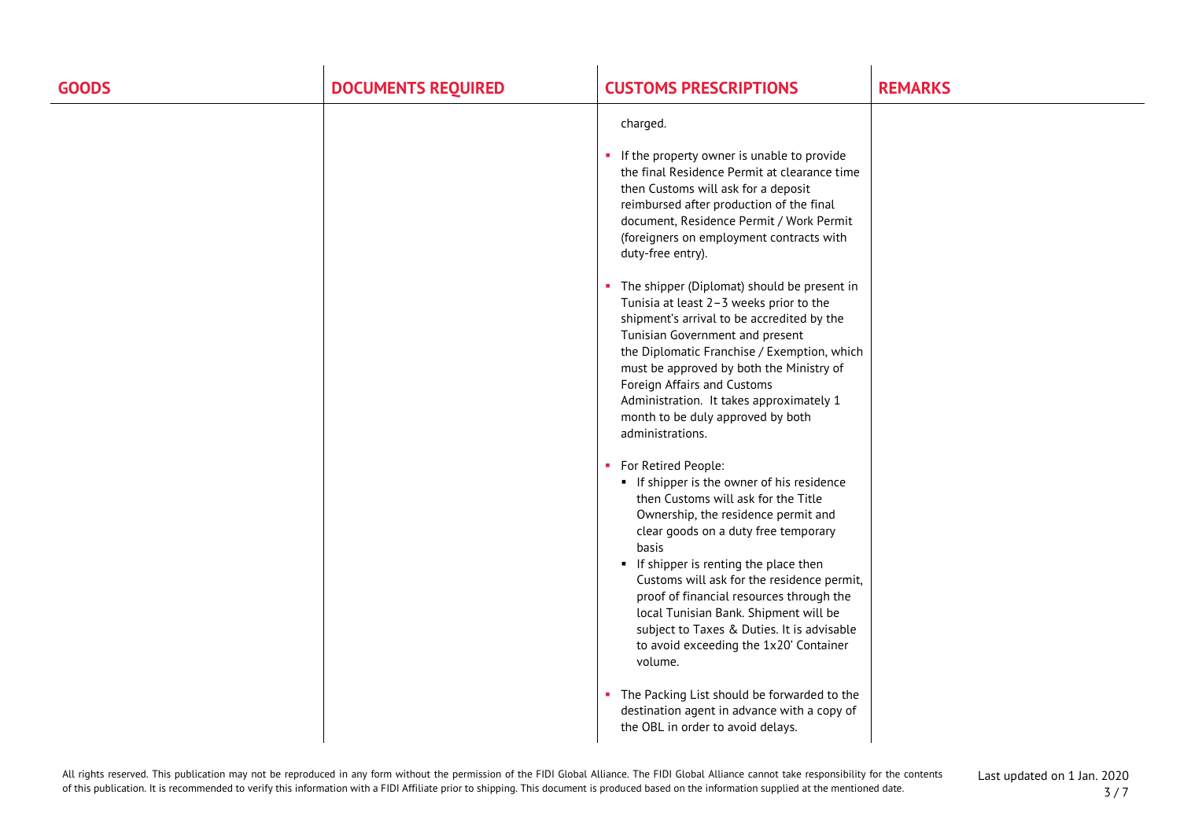| GOODS | DOCUMENTS REQUIRED | CUSTOMS PRESCRIPTIONS | REMARKS |
|---|---|---|---|
| | | charged.<br><br>▪ If the property owner is unable to provide the final Residence Permit at clearance time then Customs will ask for a deposit reimbursed after production of the final document, Residence Permit / Work Permit (foreigners on employment contracts with duty-free entry).<br><br>▪ The shipper (Diplomat) should be present in Tunisia at least 2–3 weeks prior to the shipment's arrival to be accredited by the Tunisian Government and present the Diplomatic Franchise / Exemption, which must be approved by both the Ministry of Foreign Affairs and Customs Administration. It takes approximately 1 month to be duly approved by both administrations.<br><br>▪ For Retired People:<br>&nbsp;&nbsp;▪ If shipper is the owner of his residence then Customs will ask for the Title Ownership, the residence permit and clear goods on a duty free temporary basis<br>&nbsp;&nbsp;▪ If shipper is renting the place then Customs will ask for the residence permit, proof of financial resources through the local Tunisian Bank. Shipment will be subject to Taxes & Duties. It is advisable to avoid exceeding the 1x20' Container volume.<br><br>▪ The Packing List should be forwarded to the destination agent in advance with a copy of the OBL in order to avoid delays. | |

All rights reserved. This publication may not be reproduced in any form without the permission of the FIDI Global Alliance. The FIDI Global Alliance cannot take responsibility for the contents of this publication. It is recommended to verify this information with a FIDI Affiliate prior to shipping. This document is produced based on the information supplied at the mentioned date.

Last updated on 1 Jan. 2020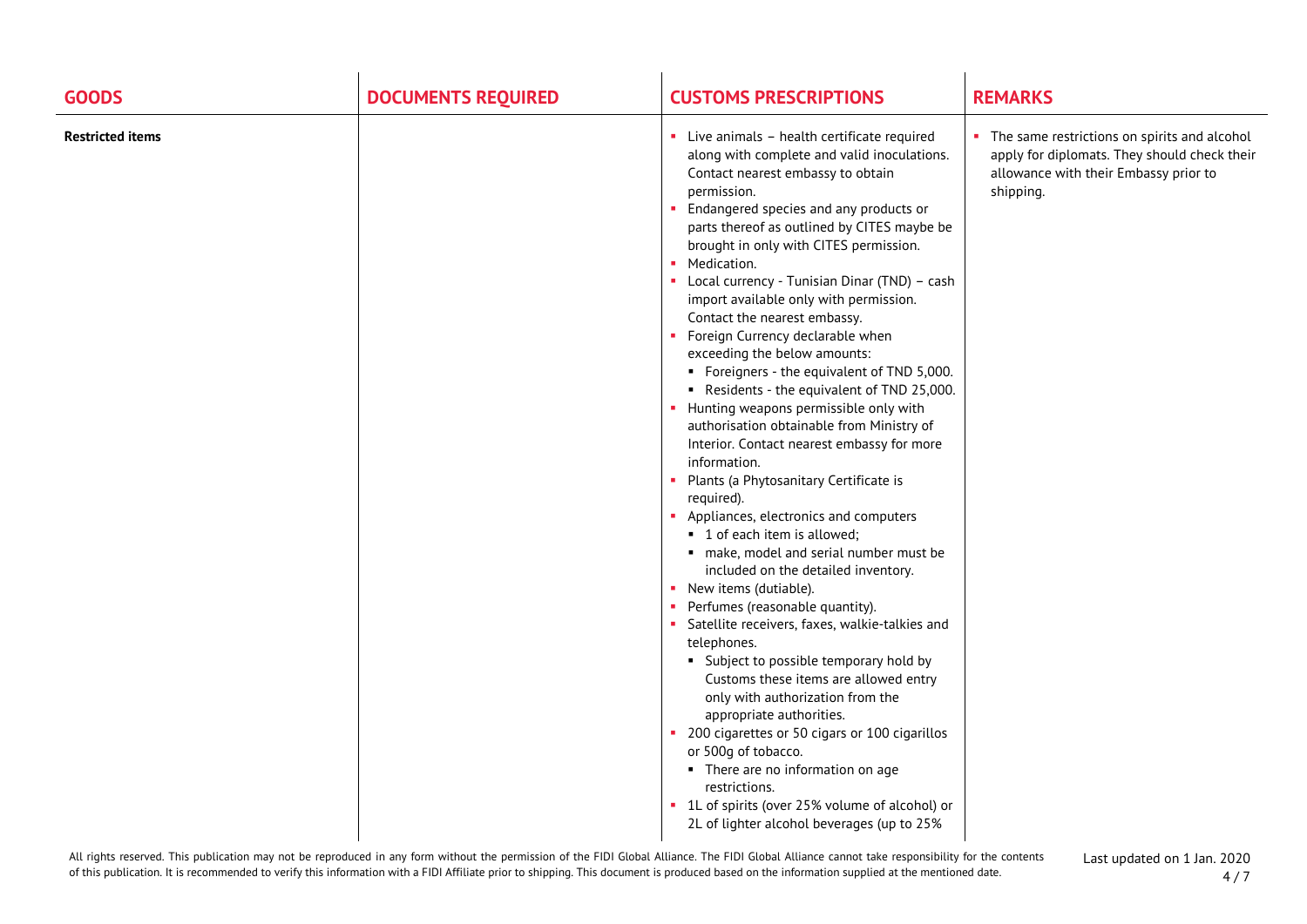| GOODS | DOCUMENTS REQUIRED | CUSTOMS PRESCRIPTIONS | REMARKS |
|---|---|---|---|
| **Restricted items** | | ▪ Live animals – health certificate required along with complete and valid inoculations. Contact nearest embassy to obtain permission.<br>▪ Endangered species and any products or parts thereof as outlined by CITES maybe be brought in only with CITES permission.<br>▪ Medication.<br>▪ Local currency - Tunisian Dinar (TND) – cash import available only with permission. Contact the nearest embassy.<br>▪ Foreign Currency declarable when exceeding the below amounts:<br>&nbsp;&nbsp;▪ Foreigners - the equivalent of TND 5,000.<br>&nbsp;&nbsp;▪ Residents - the equivalent of TND 25,000.<br>▪ Hunting weapons permissible only with authorisation obtainable from Ministry of Interior. Contact nearest embassy for more information.<br>▪ Plants (a Phytosanitary Certificate is required).<br>▪ Appliances, electronics and computers<br>&nbsp;&nbsp;▪ 1 of each item is allowed;<br>&nbsp;&nbsp;▪ make, model and serial number must be included on the detailed inventory.<br>▪ New items (dutiable).<br>▪ Perfumes (reasonable quantity).<br>▪ Satellite receivers, faxes, walkie-talkies and telephones.<br>&nbsp;&nbsp;▪ Subject to possible temporary hold by Customs these items are allowed entry only with authorization from the appropriate authorities.<br>▪ 200 cigarettes or 50 cigars or 100 cigarillos or 500g of tobacco.<br>&nbsp;&nbsp;▪ There are no information on age restrictions.<br>▪ 1L of spirits (over 25% volume of alcohol) or 2L of lighter alcohol beverages (up to 25% | ▪ The same restrictions on spirits and alcohol apply for diplomats. They should check their allowance with their Embassy prior to shipping. |

All rights reserved. This publication may not be reproduced in any form without the permission of the FIDI Global Alliance. The FIDI Global Alliance cannot take responsibility for the contents of this publication. It is recommended to verify this information with a FIDI Affiliate prior to shipping. This document is produced based on the information supplied at the mentioned date.

Last updated on 1 Jan. 2020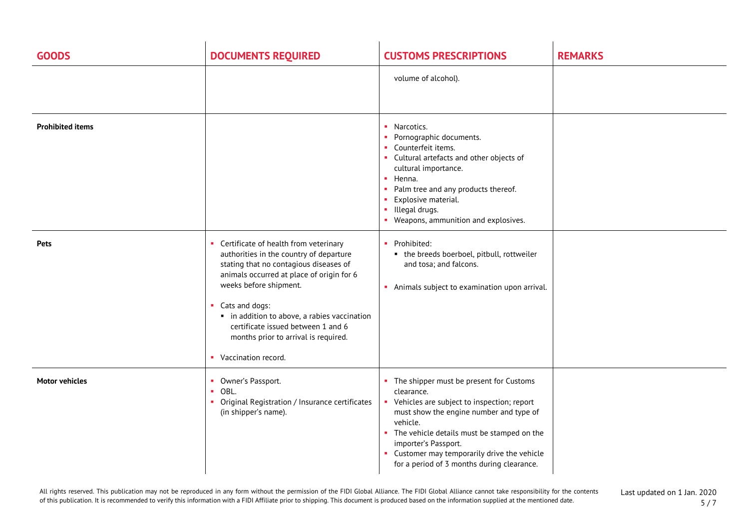| GOODS | DOCUMENTS REQUIRED | CUSTOMS PRESCRIPTIONS | REMARKS |
| --- | --- | --- | --- |
| | | volume of alcohol). | |
| **Prohibited items** | | ▪ Narcotics.<br>▪ Pornographic documents.<br>▪ Counterfeit items.<br>▪ Cultural artefacts and other objects of cultural importance.<br>▪ Henna.<br>▪ Palm tree and any products thereof.<br>▪ Explosive material.<br>▪ Illegal drugs.<br>▪ Weapons, ammunition and explosives. | |
| **Pets** | ▪ Certificate of health from veterinary authorities in the country of departure stating that no contagious diseases of animals occurred at place of origin for 6 weeks before shipment.<br><br>▪ Cats and dogs:<br>&nbsp;&nbsp;▪ in addition to above, a rabies vaccination certificate issued between 1 and 6 months prior to arrival is required.<br><br>▪ Vaccination record. | ▪ Prohibited:<br>&nbsp;&nbsp;▪ the breeds boerboel, pitbull, rottweiler and tosa; and falcons.<br><br>▪ Animals subject to examination upon arrival. | |
| **Motor vehicles** | ▪ Owner's Passport.<br>▪ OBL.<br>▪ Original Registration / Insurance certificates (in shipper's name). | ▪ The shipper must be present for Customs clearance.<br>▪ Vehicles are subject to inspection; report must show the engine number and type of vehicle.<br>▪ The vehicle details must be stamped on the importer's Passport.<br>▪ Customer may temporarily drive the vehicle for a period of 3 months during clearance. | |

All rights reserved. This publication may not be reproduced in any form without the permission of the FIDI Global Alliance. The FIDI Global Alliance cannot take responsibility for the contents of this publication. It is recommended to verify this information with a FIDI Affiliate prior to shipping. This document is produced based on the information supplied at the mentioned date.

Last updated on 1 Jan. 2020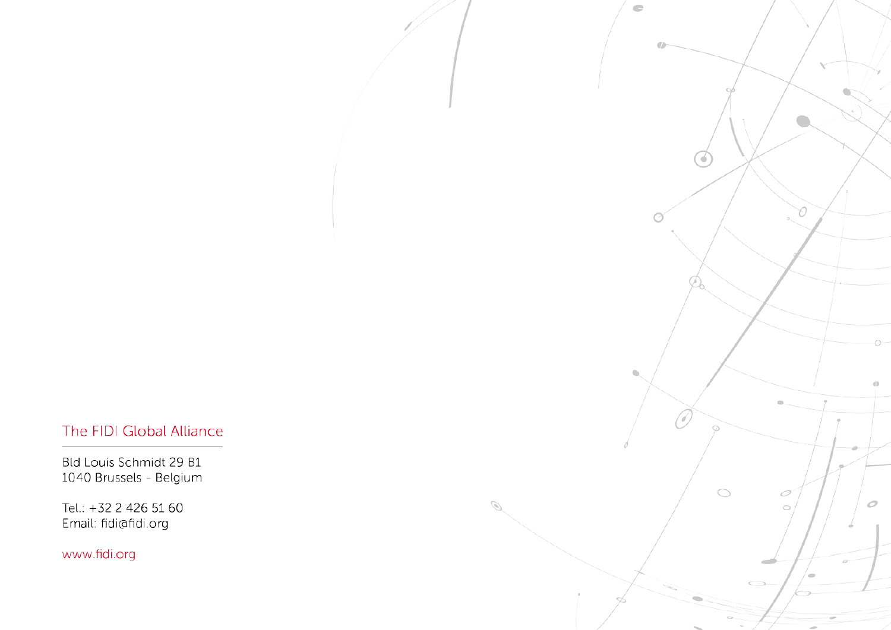The FIDI Global Alliance

Bld Louis Schmidt 29 B1
1040 Brussels - Belgium

Tel.: +32 2 426 51 60
Email: fidi@fidi.org

www.fidi.org